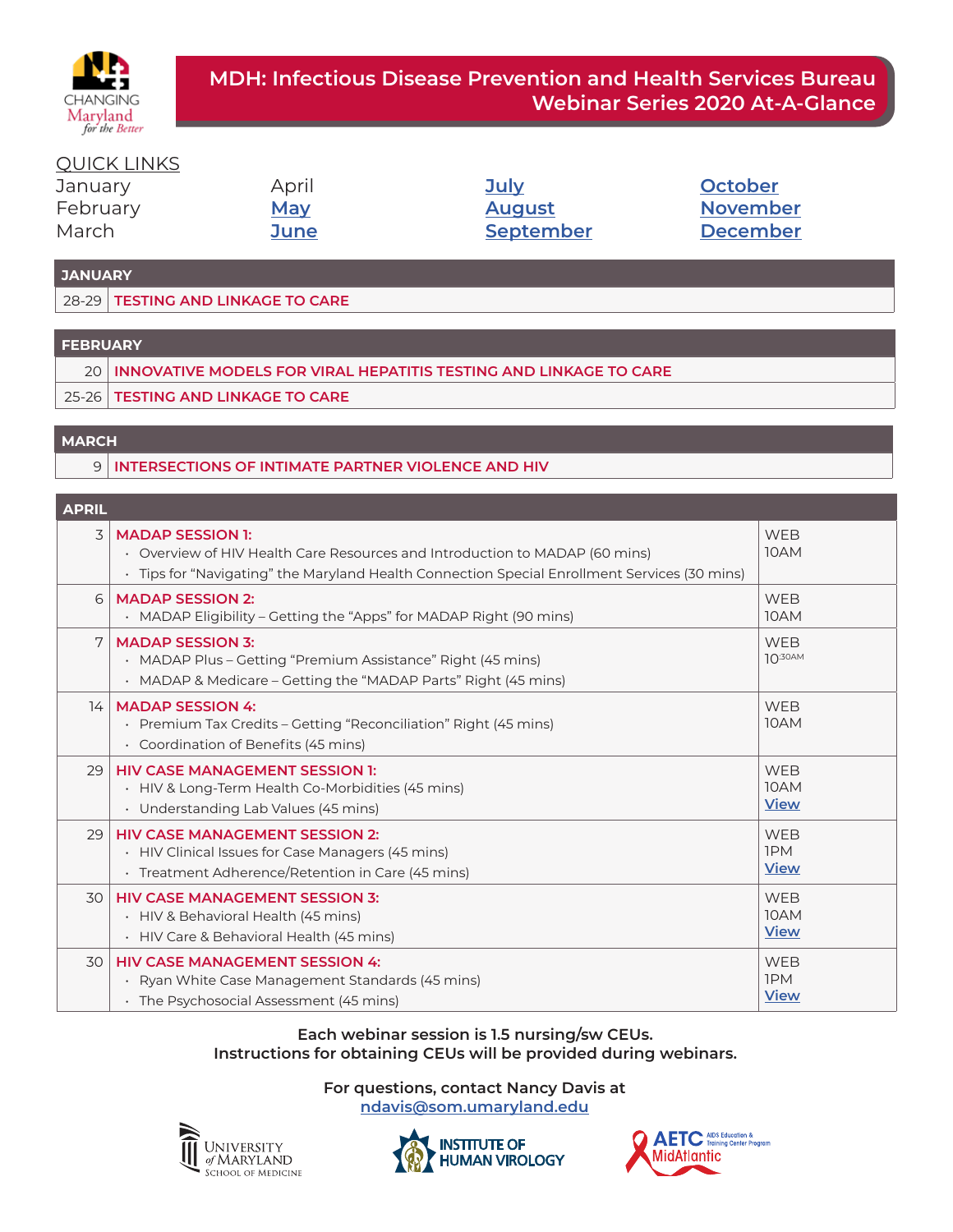# MDH: Infectious Disease Prevention and Health Services Bureau Webinar Series 2020 At-A-Glance

## QUICK LINKS

| | | | |
|---|---|---|---|
| January | April | [July]() | [October]() |
| February | [May]() | [August]() | [November]() |
| March | [June]() | [September]() | [December]() |

## JANUARY

| | |
|---|---|
| 28-29 | **TESTING AND LINKAGE TO CARE** |

## FEBRUARY

| | |
|---|---|
| 20 | **INNOVATIVE MODELS FOR VIRAL HEPATITIS TESTING AND LINKAGE TO CARE** |
| 25-26 | **TESTING AND LINKAGE TO CARE** |

## MARCH

| | |
|---|---|
| 9 | **INTERSECTIONS OF INTIMATE PARTNER VIOLENCE AND HIV** |

## APRIL

| | | |
|---|---|---|
| 3 | **MADAP SESSION 1:**<br>• Overview of HIV Health Care Resources and Introduction to MADAP (60 mins)<br>• Tips for "Navigating" the Maryland Health Connection Special Enrollment Services (30 mins) | WEB<br>10AM |
| 6 | **MADAP SESSION 2:**<br>• MADAP Eligibility – Getting the "Apps" for MADAP Right (90 mins) | WEB<br>10AM |
| 7 | **MADAP SESSION 3:**<br>• MADAP Plus – Getting "Premium Assistance" Right (45 mins)<br>• MADAP & Medicare – Getting the "MADAP Parts" Right (45 mins) | WEB<br>10:30AM |
| 14 | **MADAP SESSION 4:**<br>• Premium Tax Credits – Getting "Reconciliation" Right (45 mins)<br>• Coordination of Benefits (45 mins) | WEB<br>10AM |
| 29 | **HIV CASE MANAGEMENT SESSION 1:**<br>• HIV & Long-Term Health Co-Morbidities (45 mins)<br>• Understanding Lab Values (45 mins) | WEB<br>10AM<br>[View]() |
| 29 | **HIV CASE MANAGEMENT SESSION 2:**<br>• HIV Clinical Issues for Case Managers (45 mins)<br>• Treatment Adherence/Retention in Care (45 mins) | WEB<br>1PM<br>[View]() |
| 30 | **HIV CASE MANAGEMENT SESSION 3:**<br>• HIV & Behavioral Health (45 mins)<br>• HIV Care & Behavioral Health (45 mins) | WEB<br>10AM<br>[View]() |
| 30 | **HIV CASE MANAGEMENT SESSION 4:**<br>• Ryan White Case Management Standards (45 mins)<br>• The Psychosocial Assessment (45 mins) | WEB<br>1PM<br>[View]() |

**Each webinar session is 1.5 nursing/sw CEUs.**
**Instructions for obtaining CEUs will be provided during webinars.**

**For questions, contact Nancy Davis at**
[ndavis@som.umaryland.edu](mailto:ndavis@som.umaryland.edu)

University of Maryland School of Medicine | Institute of Human Virology | AETC MidAtlantic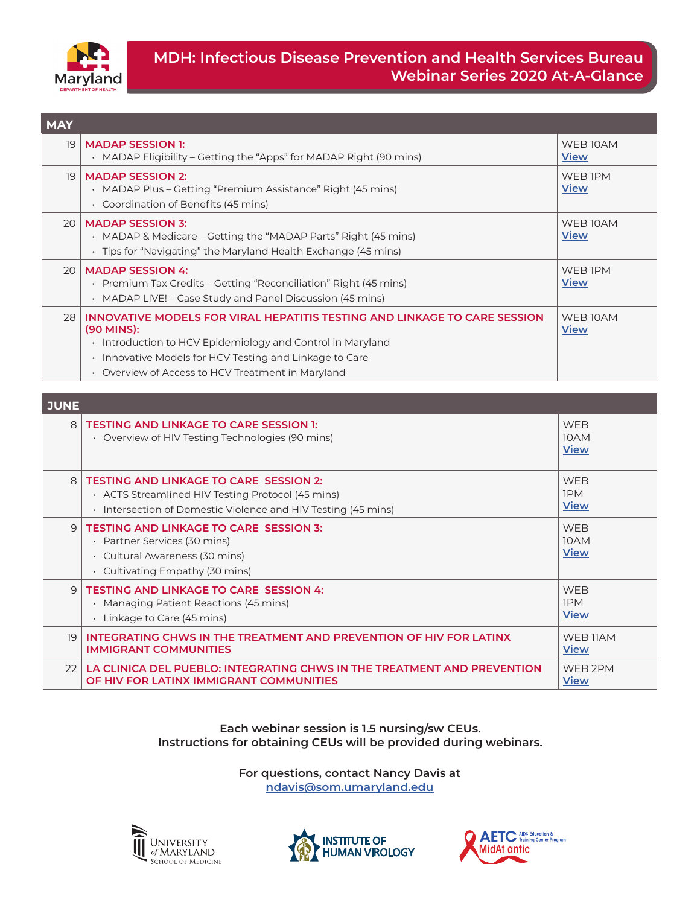# MDH: Infectious Disease Prevention and Health Services Bureau Webinar Series 2020 At-A-Glance

| MAY | | |
|---|---|---|
| 19 | **MADAP SESSION 1:**<br>• MADAP Eligibility – Getting the "Apps" for MADAP Right (90 mins) | WEB 10AM<br>View |
| 19 | **MADAP SESSION 2:**<br>• MADAP Plus – Getting "Premium Assistance" Right (45 mins)<br>• Coordination of Benefits (45 mins) | WEB 1PM<br>View |
| 20 | **MADAP SESSION 3:**<br>• MADAP & Medicare – Getting the "MADAP Parts" Right (45 mins)<br>• Tips for "Navigating" the Maryland Health Exchange (45 mins) | WEB 10AM<br>View |
| 20 | **MADAP SESSION 4:**<br>• Premium Tax Credits – Getting "Reconciliation" Right (45 mins)<br>• MADAP LIVE! – Case Study and Panel Discussion (45 mins) | WEB 1PM<br>View |
| 28 | **INNOVATIVE MODELS FOR VIRAL HEPATITIS TESTING AND LINKAGE TO CARE SESSION (90 MINS):**<br>• Introduction to HCV Epidemiology and Control in Maryland<br>• Innovative Models for HCV Testing and Linkage to Care<br>• Overview of Access to HCV Treatment in Maryland | WEB 10AM<br>View |

| JUNE | | |
|---|---|---|
| 8 | **TESTING AND LINKAGE TO CARE SESSION 1:**<br>• Overview of HIV Testing Technologies (90 mins) | WEB<br>10AM<br>View |
| 8 | **TESTING AND LINKAGE TO CARE SESSION 2:**<br>• ACTS Streamlined HIV Testing Protocol (45 mins)<br>• Intersection of Domestic Violence and HIV Testing (45 mins) | WEB<br>1PM<br>View |
| 9 | **TESTING AND LINKAGE TO CARE SESSION 3:**<br>• Partner Services (30 mins)<br>• Cultural Awareness (30 mins)<br>• Cultivating Empathy (30 mins) | WEB<br>10AM<br>View |
| 9 | **TESTING AND LINKAGE TO CARE SESSION 4:**<br>• Managing Patient Reactions (45 mins)<br>• Linkage to Care (45 mins) | WEB<br>1PM<br>View |
| 19 | **INTEGRATING CHWS IN THE TREATMENT AND PREVENTION OF HIV FOR LATINX IMMIGRANT COMMUNITIES** | WEB 11AM<br>View |
| 22 | **LA CLINICA DEL PUEBLO: INTEGRATING CHWS IN THE TREATMENT AND PREVENTION OF HIV FOR LATINX IMMIGRANT COMMUNITIES** | WEB 2PM<br>View |

**Each webinar session is 1.5 nursing/sw CEUs.**
**Instructions for obtaining CEUs will be provided during webinars.**

**For questions, contact Nancy Davis at**
ndavis@som.umaryland.edu

University of Maryland School of Medicine | Institute of Human Virology | AETC MidAtlantic (AIDS Education & Training Center Program)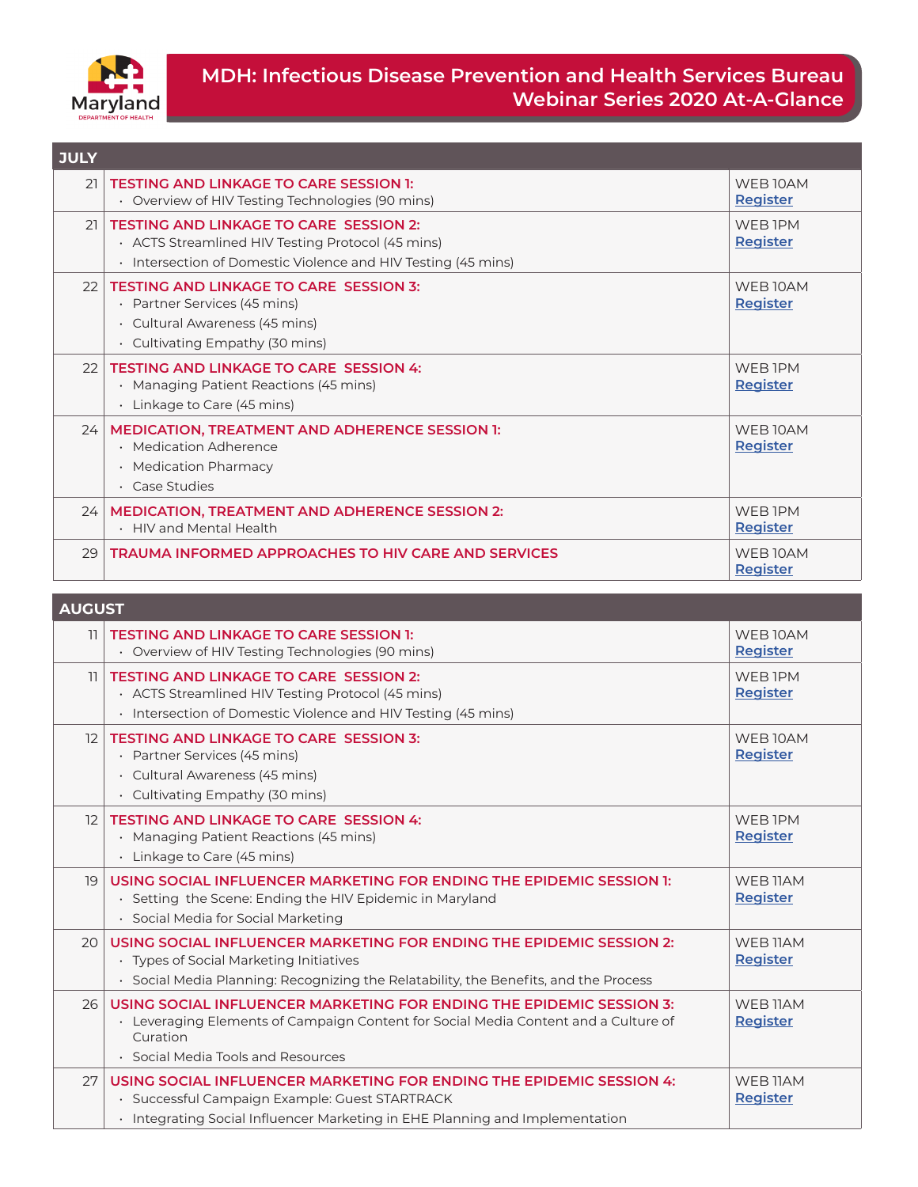# MDH: Infectious Disease Prevention and Health Services Bureau Webinar Series 2020 At-A-Glance

## JULY

| | | |
|---|---|---|
| 21 | **TESTING AND LINKAGE TO CARE SESSION 1:**<br>• Overview of HIV Testing Technologies (90 mins) | WEB 10AM<br>Register |
| 21 | **TESTING AND LINKAGE TO CARE SESSION 2:**<br>• ACTS Streamlined HIV Testing Protocol (45 mins)<br>• Intersection of Domestic Violence and HIV Testing (45 mins) | WEB 1PM<br>Register |
| 22 | **TESTING AND LINKAGE TO CARE SESSION 3:**<br>• Partner Services (45 mins)<br>• Cultural Awareness (45 mins)<br>• Cultivating Empathy (30 mins) | WEB 10AM<br>Register |
| 22 | **TESTING AND LINKAGE TO CARE SESSION 4:**<br>• Managing Patient Reactions (45 mins)<br>• Linkage to Care (45 mins) | WEB 1PM<br>Register |
| 24 | **MEDICATION, TREATMENT AND ADHERENCE SESSION 1:**<br>• Medication Adherence<br>• Medication Pharmacy<br>• Case Studies | WEB 10AM<br>Register |
| 24 | **MEDICATION, TREATMENT AND ADHERENCE SESSION 2:**<br>• HIV and Mental Health | WEB 1PM<br>Register |
| 29 | **TRAUMA INFORMED APPROACHES TO HIV CARE AND SERVICES** | WEB 10AM<br>Register |

## AUGUST

| | | |
|---|---|---|
| 11 | **TESTING AND LINKAGE TO CARE SESSION 1:**<br>• Overview of HIV Testing Technologies (90 mins) | WEB 10AM<br>Register |
| 11 | **TESTING AND LINKAGE TO CARE SESSION 2:**<br>• ACTS Streamlined HIV Testing Protocol (45 mins)<br>• Intersection of Domestic Violence and HIV Testing (45 mins) | WEB 1PM<br>Register |
| 12 | **TESTING AND LINKAGE TO CARE SESSION 3:**<br>• Partner Services (45 mins)<br>• Cultural Awareness (45 mins)<br>• Cultivating Empathy (30 mins) | WEB 10AM<br>Register |
| 12 | **TESTING AND LINKAGE TO CARE SESSION 4:**<br>• Managing Patient Reactions (45 mins)<br>• Linkage to Care (45 mins) | WEB 1PM<br>Register |
| 19 | **USING SOCIAL INFLUENCER MARKETING FOR ENDING THE EPIDEMIC SESSION 1:**<br>• Setting the Scene: Ending the HIV Epidemic in Maryland<br>• Social Media for Social Marketing | WEB 11AM<br>Register |
| 20 | **USING SOCIAL INFLUENCER MARKETING FOR ENDING THE EPIDEMIC SESSION 2:**<br>• Types of Social Marketing Initiatives<br>• Social Media Planning: Recognizing the Relatability, the Benefits, and the Process | WEB 11AM<br>Register |
| 26 | **USING SOCIAL INFLUENCER MARKETING FOR ENDING THE EPIDEMIC SESSION 3:**<br>• Leveraging Elements of Campaign Content for Social Media Content and a Culture of Curation<br>• Social Media Tools and Resources | WEB 11AM<br>Register |
| 27 | **USING SOCIAL INFLUENCER MARKETING FOR ENDING THE EPIDEMIC SESSION 4:**<br>• Successful Campaign Example: Guest STARTRACK<br>• Integrating Social Influencer Marketing in EHE Planning and Implementation | WEB 11AM<br>Register |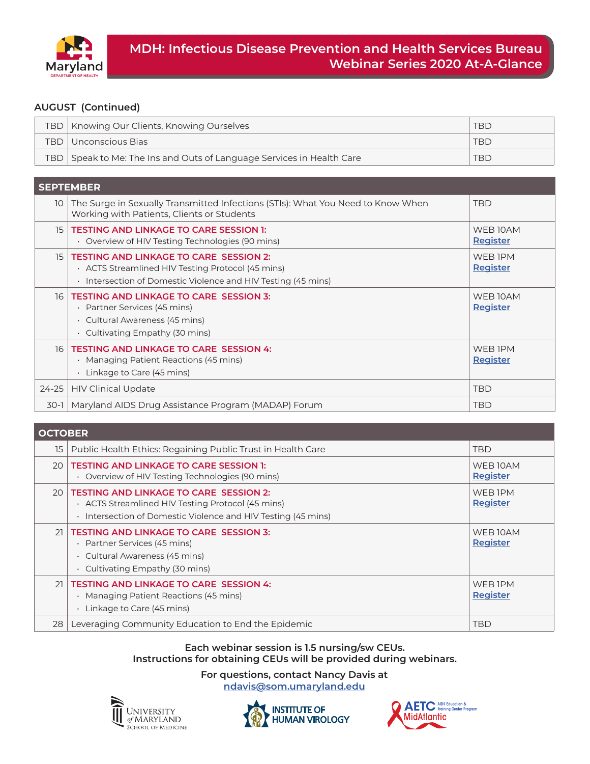# MDH: Infectious Disease Prevention and Health Services Bureau Webinar Series 2020 At-A-Glance

## AUGUST (Continued)

| | | |
|---|---|---|
| TBD | Knowing Our Clients, Knowing Ourselves | TBD |
| TBD | Unconscious Bias | TBD |
| TBD | Speak to Me: The Ins and Outs of Language Services in Health Care | TBD |

## SEPTEMBER

| | | |
|---|---|---|
| 10 | The Surge in Sexually Transmitted Infections (STIs): What You Need to Know When Working with Patients, Clients or Students | TBD |
| 15 | **TESTING AND LINKAGE TO CARE SESSION 1:**<br>· Overview of HIV Testing Technologies (90 mins) | WEB 10AM<br>Register |
| 15 | **TESTING AND LINKAGE TO CARE SESSION 2:**<br>· ACTS Streamlined HIV Testing Protocol (45 mins)<br>· Intersection of Domestic Violence and HIV Testing (45 mins) | WEB 1PM<br>Register |
| 16 | **TESTING AND LINKAGE TO CARE SESSION 3:**<br>· Partner Services (45 mins)<br>· Cultural Awareness (45 mins)<br>· Cultivating Empathy (30 mins) | WEB 10AM<br>Register |
| 16 | **TESTING AND LINKAGE TO CARE SESSION 4:**<br>· Managing Patient Reactions (45 mins)<br>· Linkage to Care (45 mins) | WEB 1PM<br>Register |
| 24-25 | HIV Clinical Update | TBD |
| 30-1 | Maryland AIDS Drug Assistance Program (MADAP) Forum | TBD |

## OCTOBER

| | | |
|---|---|---|
| 15 | Public Health Ethics: Regaining Public Trust in Health Care | TBD |
| 20 | **TESTING AND LINKAGE TO CARE SESSION 1:**<br>· Overview of HIV Testing Technologies (90 mins) | WEB 10AM<br>Register |
| 20 | **TESTING AND LINKAGE TO CARE SESSION 2:**<br>· ACTS Streamlined HIV Testing Protocol (45 mins)<br>· Intersection of Domestic Violence and HIV Testing (45 mins) | WEB 1PM<br>Register |
| 21 | **TESTING AND LINKAGE TO CARE SESSION 3:**<br>· Partner Services (45 mins)<br>· Cultural Awareness (45 mins)<br>· Cultivating Empathy (30 mins) | WEB 10AM<br>Register |
| 21 | **TESTING AND LINKAGE TO CARE SESSION 4:**<br>· Managing Patient Reactions (45 mins)<br>· Linkage to Care (45 mins) | WEB 1PM<br>Register |
| 28 | Leveraging Community Education to End the Epidemic | TBD |

**Each webinar session is 1.5 nursing/sw CEUs.**
**Instructions for obtaining CEUs will be provided during webinars.**

**For questions, contact Nancy Davis at**
ndavis@som.umaryland.edu

University of Maryland School of Medicine | Institute of Human Virology | AETC MidAtlantic AIDS Education & Training Center Program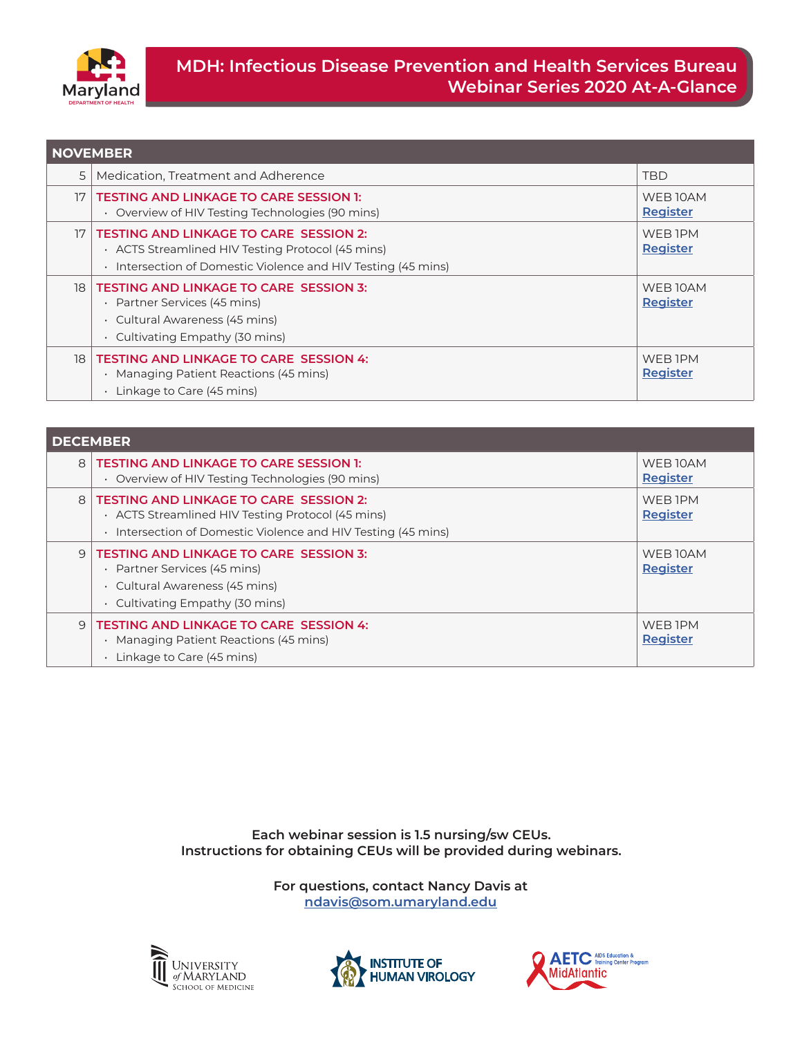# MDH: Infectious Disease Prevention and Health Services Bureau Webinar Series 2020 At-A-Glance

| NOVEMBER | | |
|---|---|---|
| 5 | Medication, Treatment and Adherence | TBD |
| 17 | **TESTING AND LINKAGE TO CARE SESSION 1:**<br>· Overview of HIV Testing Technologies (90 mins) | WEB 10AM<br>Register |
| 17 | **TESTING AND LINKAGE TO CARE SESSION 2:**<br>· ACTS Streamlined HIV Testing Protocol (45 mins)<br>· Intersection of Domestic Violence and HIV Testing (45 mins) | WEB 1PM<br>Register |
| 18 | **TESTING AND LINKAGE TO CARE SESSION 3:**<br>· Partner Services (45 mins)<br>· Cultural Awareness (45 mins)<br>· Cultivating Empathy (30 mins) | WEB 10AM<br>Register |
| 18 | **TESTING AND LINKAGE TO CARE SESSION 4:**<br>· Managing Patient Reactions (45 mins)<br>· Linkage to Care (45 mins) | WEB 1PM<br>Register |

| DECEMBER | | |
|---|---|---|
| 8 | **TESTING AND LINKAGE TO CARE SESSION 1:**<br>· Overview of HIV Testing Technologies (90 mins) | WEB 10AM<br>Register |
| 8 | **TESTING AND LINKAGE TO CARE SESSION 2:**<br>· ACTS Streamlined HIV Testing Protocol (45 mins)<br>· Intersection of Domestic Violence and HIV Testing (45 mins) | WEB 1PM<br>Register |
| 9 | **TESTING AND LINKAGE TO CARE SESSION 3:**<br>· Partner Services (45 mins)<br>· Cultural Awareness (45 mins)<br>· Cultivating Empathy (30 mins) | WEB 10AM<br>Register |
| 9 | **TESTING AND LINKAGE TO CARE SESSION 4:**<br>· Managing Patient Reactions (45 mins)<br>· Linkage to Care (45 mins) | WEB 1PM<br>Register |

**Each webinar session is 1.5 nursing/sw CEUs.**
**Instructions for obtaining CEUs will be provided during webinars.**

**For questions, contact Nancy Davis at**
**ndavis@som.umaryland.edu**

University of Maryland School of Medicine | Institute of Human Virology | AETC MidAtlantic AIDS Education & Training Center Program